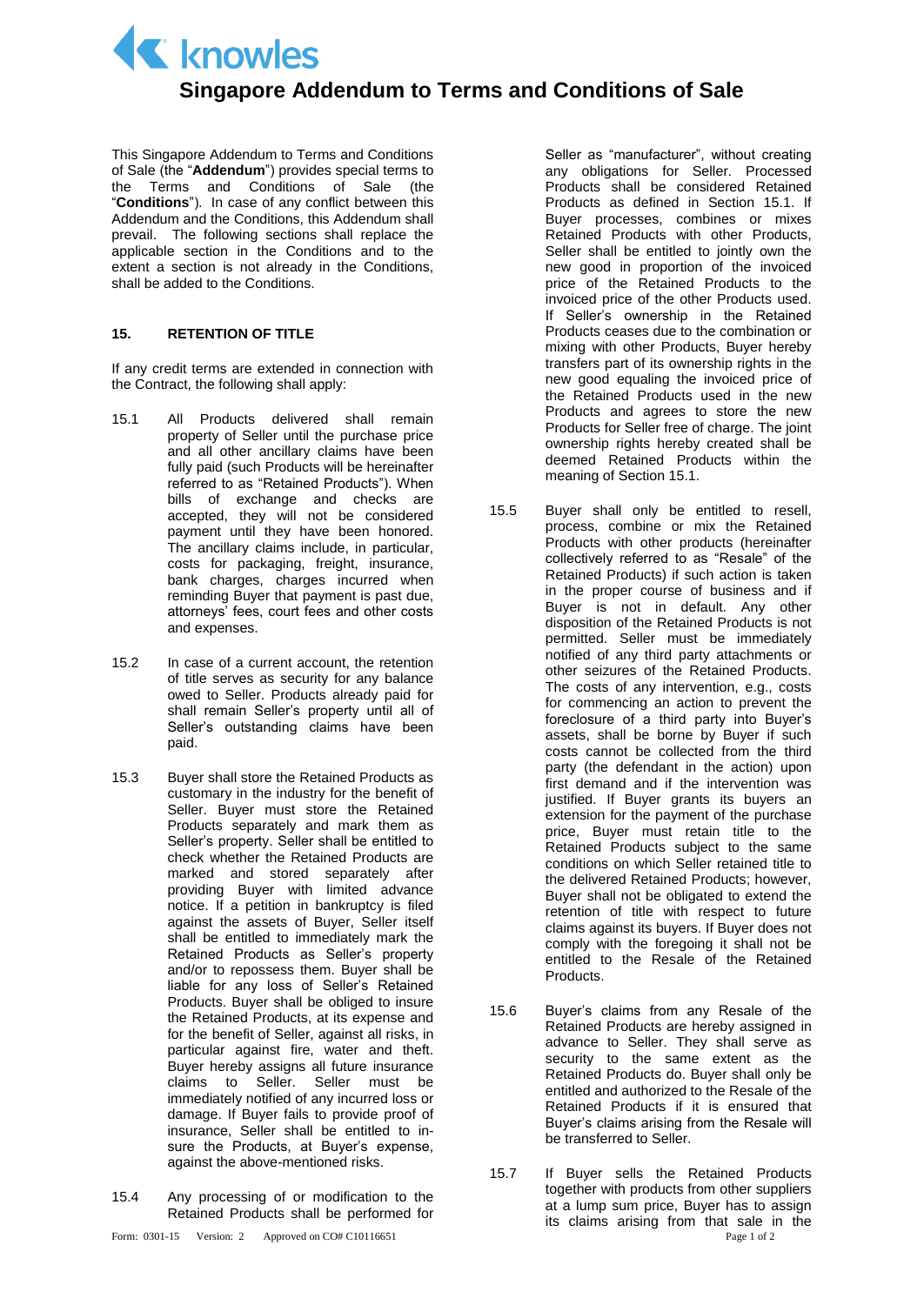# Singapore Addendum to Terms and Conditions of Sale

This Singapore Addendum to Terms and Conditions of Sale (the "**Addendum**") provides special terms to the Terms and Conditions of Sale (the "**Conditions**"). In case of any conflict between this Addendum and the Conditions, this Addendum shall prevail. The following sections shall replace the applicable section in the Conditions and to the extent a section is not already in the Conditions, shall be added to the Conditions.

## 15. RETENTION OF TITLE

If any credit terms are extended in connection with the Contract, the following shall apply:

15.1 All Products delivered shall remain property of Seller until the purchase price and all other ancillary claims have been fully paid (such Products will be hereinafter referred to as "Retained Products"). When bills of exchange and checks are accepted, they will not be considered payment until they have been honored. The ancillary claims include, in particular, costs for packaging, freight, insurance, bank charges, charges incurred when reminding Buyer that payment is past due, attorneys' fees, court fees and other costs and expenses.

15.2 In case of a current account, the retention of title serves as security for any balance owed to Seller. Products already paid for shall remain Seller's property until all of Seller's outstanding claims have been paid.

15.3 Buyer shall store the Retained Products as customary in the industry for the benefit of Seller. Buyer must store the Retained Products separately and mark them as Seller's property. Seller shall be entitled to check whether the Retained Products are marked and stored separately after providing Buyer with limited advance notice. If a petition in bankruptcy is filed against the assets of Buyer, Seller itself shall be entitled to immediately mark the Retained Products as Seller's property and/or to repossess them. Buyer shall be liable for any loss of Seller's Retained Products. Buyer shall be obliged to insure the Retained Products, at its expense and for the benefit of Seller, against all risks, in particular against fire, water and theft. Buyer hereby assigns all future insurance claims to Seller. Seller must be immediately notified of any incurred loss or damage. If Buyer fails to provide proof of insurance, Seller shall be entitled to in-sure the Products, at Buyer's expense, against the above-mentioned risks.

15.4 Any processing of or modification to the Retained Products shall be performed for Seller as "manufacturer", without creating any obligations for Seller. Processed Products shall be considered Retained Products as defined in Section 15.1. If Buyer processes, combines or mixes Retained Products with other Products, Seller shall be entitled to jointly own the new good in proportion of the invoiced price of the Retained Products to the invoiced price of the other Products used. If Seller's ownership in the Retained Products ceases due to the combination or mixing with other Products, Buyer hereby transfers part of its ownership rights in the new good equaling the invoiced price of the Retained Products used in the new Products and agrees to store the new Products for Seller free of charge. The joint ownership rights hereby created shall be deemed Retained Products within the meaning of Section 15.1.

15.5 Buyer shall only be entitled to resell, process, combine or mix the Retained Products with other products (hereinafter collectively referred to as "Resale" of the Retained Products) if such action is taken in the proper course of business and if Buyer is not in default. Any other disposition of the Retained Products is not permitted. Seller must be immediately notified of any third party attachments or other seizures of the Retained Products. The costs of any intervention, e.g., costs for commencing an action to prevent the foreclosure of a third party into Buyer's assets, shall be borne by Buyer if such costs cannot be collected from the third party (the defendant in the action) upon first demand and if the intervention was justified. If Buyer grants its buyers an extension for the payment of the purchase price, Buyer must retain title to the Retained Products subject to the same conditions on which Seller retained title to the delivered Retained Products; however, Buyer shall not be obligated to extend the retention of title with respect to future claims against its buyers. If Buyer does not comply with the foregoing it shall not be entitled to the Resale of the Retained Products.

15.6 Buyer's claims from any Resale of the Retained Products are hereby assigned in advance to Seller. They shall serve as security to the same extent as the Retained Products do. Buyer shall only be entitled and authorized to the Resale of the Retained Products if it is ensured that Buyer's claims arising from the Resale will be transferred to Seller.

15.7 If Buyer sells the Retained Products together with products from other suppliers at a lump sum price, Buyer has to assign its claims arising from that sale in the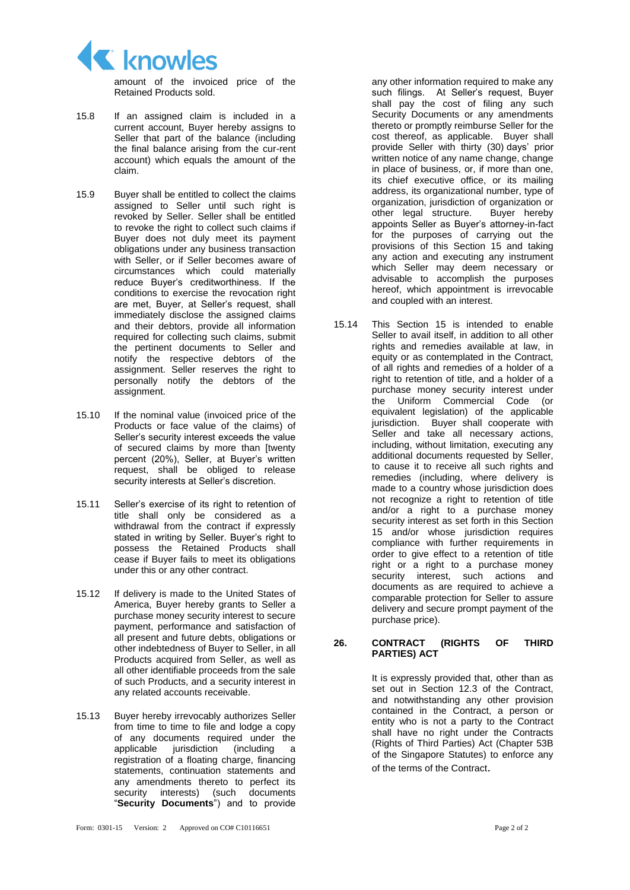amount of the invoiced price of the Retained Products sold.

15.8 If an assigned claim is included in a current account, Buyer hereby assigns to Seller that part of the balance (including the final balance arising from the cur-rent account) which equals the amount of the claim.

15.9 Buyer shall be entitled to collect the claims assigned to Seller until such right is revoked by Seller. Seller shall be entitled to revoke the right to collect such claims if Buyer does not duly meet its payment obligations under any business transaction with Seller, or if Seller becomes aware of circumstances which could materially reduce Buyer's creditworthiness. If the conditions to exercise the revocation right are met, Buyer, at Seller's request, shall immediately disclose the assigned claims and their debtors, provide all information required for collecting such claims, submit the pertinent documents to Seller and notify the respective debtors of the assignment. Seller reserves the right to personally notify the debtors of the assignment.

15.10 If the nominal value (invoiced price of the Products or face value of the claims) of Seller's security interest exceeds the value of secured claims by more than [twenty percent (20%), Seller, at Buyer's written request, shall be obliged to release security interests at Seller's discretion.

15.11 Seller's exercise of its right to retention of title shall only be considered as a withdrawal from the contract if expressly stated in writing by Seller. Buyer's right to possess the Retained Products shall cease if Buyer fails to meet its obligations under this or any other contract.

15.12 If delivery is made to the United States of America, Buyer hereby grants to Seller a purchase money security interest to secure payment, performance and satisfaction of all present and future debts, obligations or other indebtedness of Buyer to Seller, in all Products acquired from Seller, as well as all other identifiable proceeds from the sale of such Products, and a security interest in any related accounts receivable.

15.13 Buyer hereby irrevocably authorizes Seller from time to time to file and lodge a copy of any documents required under the applicable jurisdiction (including a registration of a floating charge, financing statements, continuation statements and any amendments thereto to perfect its security interests) (such documents "**Security Documents**") and to provide any other information required to make any such filings. At Seller's request, Buyer shall pay the cost of filing any such Security Documents or any amendments thereto or promptly reimburse Seller for the cost thereof, as applicable. Buyer shall provide Seller with thirty (30) days' prior written notice of any name change, change in place of business, or, if more than one, its chief executive office, or its mailing address, its organizational number, type of organization, jurisdiction of organization or other legal structure. Buyer hereby appoints Seller as Buyer's attorney-in-fact for the purposes of carrying out the provisions of this Section 15 and taking any action and executing any instrument which Seller may deem necessary or advisable to accomplish the purposes hereof, which appointment is irrevocable and coupled with an interest.

15.14 This Section 15 is intended to enable Seller to avail itself, in addition to all other rights and remedies available at law, in equity or as contemplated in the Contract, of all rights and remedies of a holder of a right to retention of title, and a holder of a purchase money security interest under the Uniform Commercial Code (or equivalent legislation) of the applicable jurisdiction. Buyer shall cooperate with Seller and take all necessary actions, including, without limitation, executing any additional documents requested by Seller, to cause it to receive all such rights and remedies (including, where delivery is made to a country whose jurisdiction does not recognize a right to retention of title and/or a right to a purchase money security interest as set forth in this Section 15 and/or whose jurisdiction requires compliance with further requirements in order to give effect to a retention of title right or a right to a purchase money security interest, such actions and documents as are required to achieve a comparable protection for Seller to assure delivery and secure prompt payment of the purchase price).

## 26. CONTRACT (RIGHTS OF THIRD PARTIES) ACT

It is expressly provided that, other than as set out in Section 12.3 of the Contract, and notwithstanding any other provision contained in the Contract, a person or entity who is not a party to the Contract shall have no right under the Contracts (Rights of Third Parties) Act (Chapter 53B of the Singapore Statutes) to enforce any of the terms of the Contract.

Form: 0301-15 Version: 2 Approved on CO# C10116651